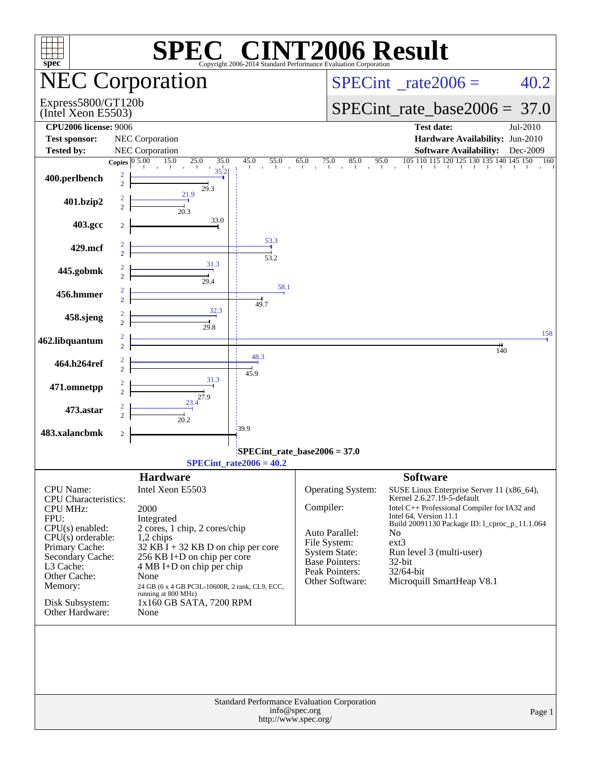# SPEC CINT2006 Result

Copyright 2006-2014 Standard Performance Evaluation Corporation

## NEC Corporation

Express5800/GT120b
(Intel Xeon E5503)

SPECint_rate2006 = 40.2

SPECint_rate_base2006 = 37.0

**CPU2006 license:** 9006
**Test sponsor:** NEC Corporation
**Tested by:** NEC Corporation

**Test date:** Jul-2010
**Hardware Availability:** Jun-2010
**Software Availability:** Dec-2009

| Benchmark | Copies (peak) | Copies (base) | Peak | Base |
|---|---|---|---|---|
| 400.perlbench | 2 | 2 | 35.2 | 29.3 |
| 401.bzip2 | 2 | 2 | 21.9 | 20.3 |
| 403.gcc | | 2 | | 33.0 |
| 429.mcf | 2 | 2 | 53.3 | 53.2 |
| 445.gobmk | 2 | 2 | 31.3 | 29.4 |
| 456.hmmer | 2 | 2 | 58.1 | 49.7 |
| 458.sjeng | 2 | 2 | 32.3 | 29.8 |
| 462.libquantum | 2 | 2 | 158 | 140 |
| 464.h264ref | 2 | 2 | 48.3 | 45.9 |
| 471.omnetpp | 2 | 2 | 31.3 | 27.9 |
| 473.astar | 2 | 2 | 23.4 | 20.2 |
| 483.xalancbmk | | 2 | | 39.9 |

SPECint_rate_base2006 = 37.0

SPECint_rate2006 = 40.2

### Hardware

| | |
|---|---|
| CPU Name: | Intel Xeon E5503 |
| CPU Characteristics: | |
| CPU MHz: | 2000 |
| FPU: | Integrated |
| CPU(s) enabled: | 2 cores, 1 chip, 2 cores/chip |
| CPU(s) orderable: | 1,2 chips |
| Primary Cache: | 32 KB I + 32 KB D on chip per core |
| Secondary Cache: | 256 KB I+D on chip per core |
| L3 Cache: | 4 MB I+D on chip per chip |
| Other Cache: | None |
| Memory: | 24 GB (6 x 4 GB PC3L-10600R, 2 rank, CL9, ECC, running at 800 MHz) |
| Disk Subsystem: | 1x160 GB SATA, 7200 RPM |
| Other Hardware: | None |

### Software

| | |
|---|---|
| Operating System: | SUSE Linux Enterprise Server 11 (x86_64), Kernel 2.6.27.19-5-default |
| Compiler: | Intel C++ Professional Compiler for IA32 and Intel 64, Version 11.1 Build 20091130 Package ID: l_cproc_p_11.1.064 |
| Auto Parallel: | No |
| File System: | ext3 |
| System State: | Run level 3 (multi-user) |
| Base Pointers: | 32-bit |
| Peak Pointers: | 32/64-bit |
| Other Software: | Microquill SmartHeap V8.1 |

Standard Performance Evaluation Corporation
info@spec.org
http://www.spec.org/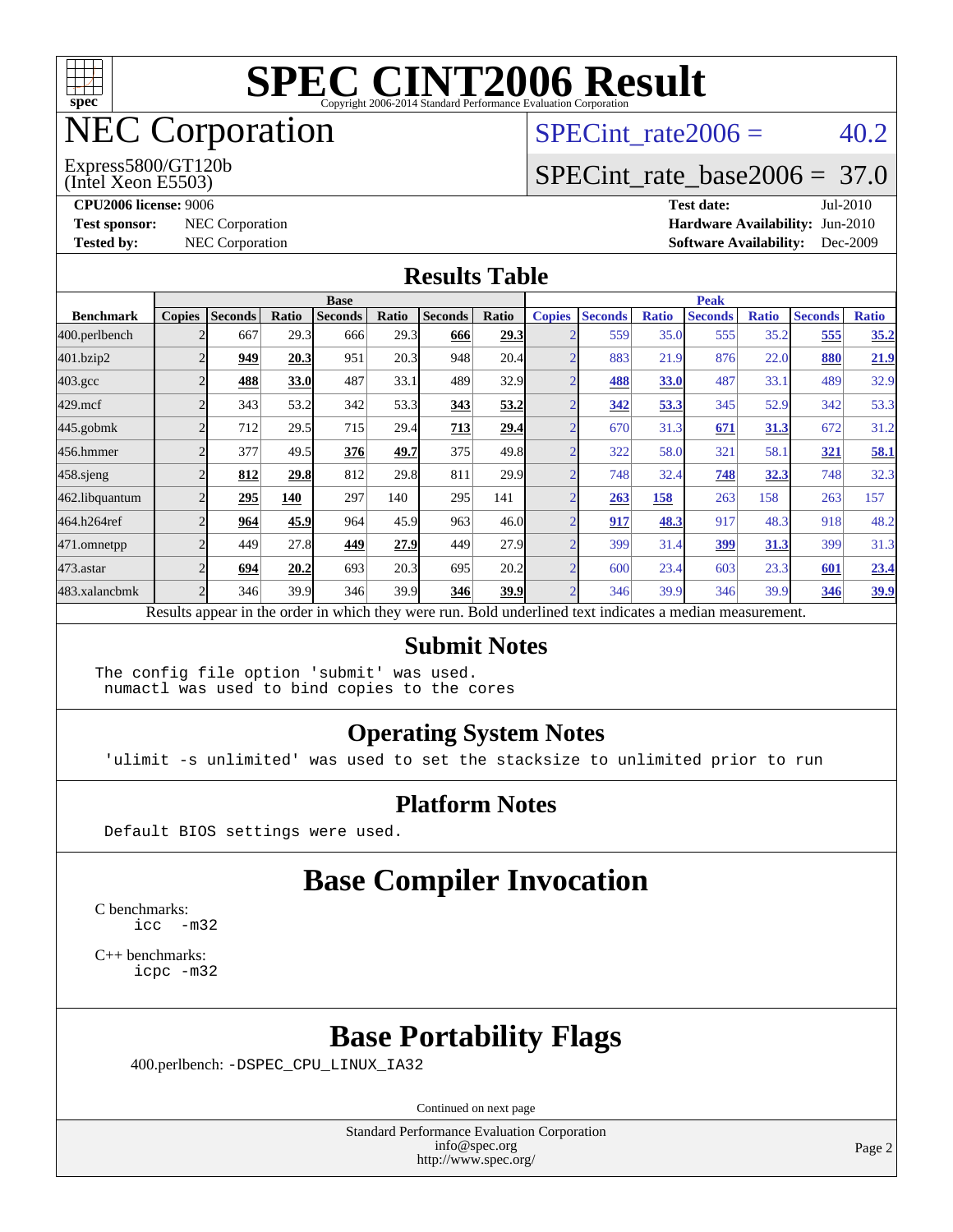# SPEC CINT2006 Result

Copyright 2006-2014 Standard Performance Evaluation Corporation

# NEC Corporation

Express5800/GT120b
(Intel Xeon E5503)

SPECint_rate2006 = 40.2

SPECint_rate_base2006 = 37.0

**CPU2006 license:** 9006
**Test sponsor:** NEC Corporation
**Tested by:** NEC Corporation

**Test date:** Jul-2010
**Hardware Availability:** Jun-2010
**Software Availability:** Dec-2009

## Results Table

| Benchmark | Base | | | | | | | Peak | | | | | | |
|---|---|---|---|---|---|---|---|---|---|---|---|---|---|---|
| | Copies | Seconds | Ratio | Seconds | Ratio | Seconds | Ratio | Copies | Seconds | Ratio | Seconds | Ratio | Seconds | Ratio |
| 400.perlbench | 2 | 667 | 29.3 | 666 | 29.3 | **666** | **29.3** | 2 | 559 | 35.0 | 555 | 35.2 | **555** | **35.2** |
| 401.bzip2 | 2 | **949** | **20.3** | 951 | 20.3 | 948 | 20.4 | 2 | 883 | 21.9 | 876 | 22.0 | **880** | **21.9** |
| 403.gcc | 2 | **488** | **33.0** | 487 | 33.1 | 489 | 32.9 | 2 | **488** | **33.0** | 487 | 33.1 | 489 | 32.9 |
| 429.mcf | 2 | 343 | 53.2 | 342 | 53.3 | **343** | **53.2** | 2 | **342** | **53.3** | 345 | 52.9 | 342 | 53.3 |
| 445.gobmk | 2 | 712 | 29.5 | 715 | 29.4 | **713** | **29.4** | 2 | 670 | 31.3 | **671** | **31.3** | 672 | 31.2 |
| 456.hmmer | 2 | 377 | 49.5 | **376** | **49.7** | 375 | 49.8 | 2 | 322 | 58.0 | 321 | 58.1 | **321** | **58.1** |
| 458.sjeng | 2 | **812** | **29.8** | 812 | 29.8 | 811 | 29.9 | 2 | 748 | 32.4 | **748** | **32.3** | 748 | 32.3 |
| 462.libquantum | 2 | **295** | **140** | 297 | 140 | 295 | 141 | 2 | **263** | **158** | 263 | 158 | 263 | 157 |
| 464.h264ref | 2 | **964** | **45.9** | 964 | 45.9 | 963 | 46.0 | 2 | **917** | **48.3** | 917 | 48.3 | 918 | 48.2 |
| 471.omnetpp | 2 | 449 | 27.8 | **449** | **27.9** | 449 | 27.9 | 2 | 399 | 31.4 | **399** | **31.3** | 399 | 31.3 |
| 473.astar | 2 | **694** | **20.2** | 693 | 20.3 | 695 | 20.2 | 2 | 600 | 23.4 | 603 | 23.3 | **601** | **23.4** |
| 483.xalancbmk | 2 | 346 | 39.9 | 346 | 39.9 | **346** | **39.9** | 2 | 346 | 39.9 | 346 | 39.9 | **346** | **39.9** |

Results appear in the order in which they were run. Bold underlined text indicates a median measurement.

## Submit Notes

```
The config file option 'submit' was used.
 numactl was used to bind copies to the cores
```

## Operating System Notes

```
'ulimit -s unlimited' was used to set the stacksize to unlimited prior to run
```

## Platform Notes

```
Default BIOS settings were used.
```

## Base Compiler Invocation

C benchmarks:
```
icc  -m32
```

C++ benchmarks:
```
icpc -m32
```

## Base Portability Flags

400.perlbench: -DSPEC_CPU_LINUX_IA32

Continued on next page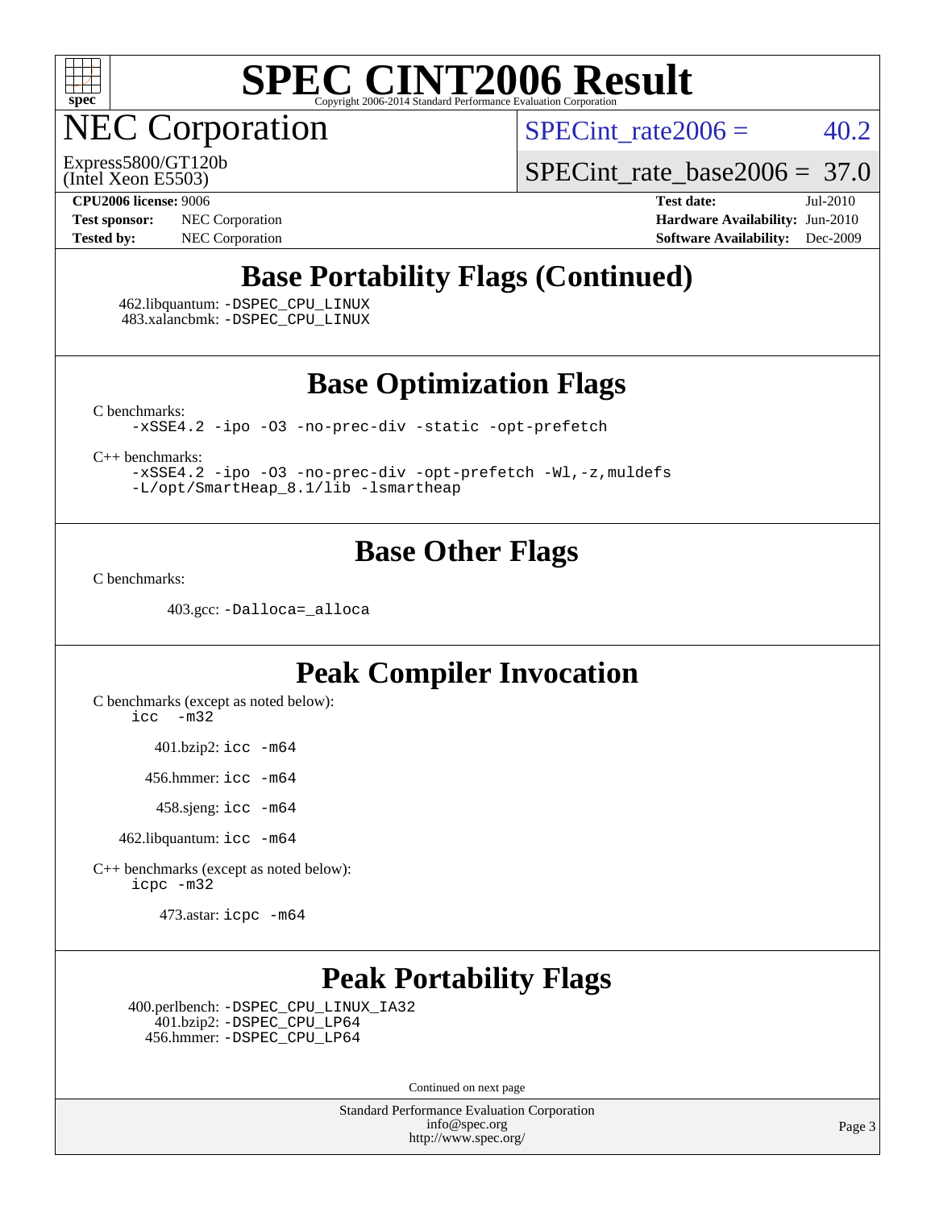# SPEC CINT2006 Result

## NEC Corporation

Express5800/GT120b
(Intel Xeon E5503)

SPECint_rate2006 = 40.2

SPECint_rate_base2006 = 37.0

**CPU2006 license:** 9006
**Test sponsor:** NEC Corporation
**Tested by:** NEC Corporation

**Test date:** Jul-2010
**Hardware Availability:** Jun-2010
**Software Availability:** Dec-2009

## Base Portability Flags (Continued)

462.libquantum: -DSPEC_CPU_LINUX
483.xalancbmk: -DSPEC_CPU_LINUX

## Base Optimization Flags

C benchmarks:
-xSSE4.2 -ipo -O3 -no-prec-div -static -opt-prefetch

C++ benchmarks:
-xSSE4.2 -ipo -O3 -no-prec-div -opt-prefetch -Wl,-z,muldefs
-L/opt/SmartHeap_8.1/lib -lsmartheap

## Base Other Flags

C benchmarks:

403.gcc: -Dalloca=_alloca

## Peak Compiler Invocation

C benchmarks (except as noted below):
icc -m32

401.bzip2: icc -m64

456.hmmer: icc -m64

458.sjeng: icc -m64

462.libquantum: icc -m64

C++ benchmarks (except as noted below):
icpc -m32

473.astar: icpc -m64

## Peak Portability Flags

400.perlbench: -DSPEC_CPU_LINUX_IA32
401.bzip2: -DSPEC_CPU_LP64
456.hmmer: -DSPEC_CPU_LP64

Continued on next page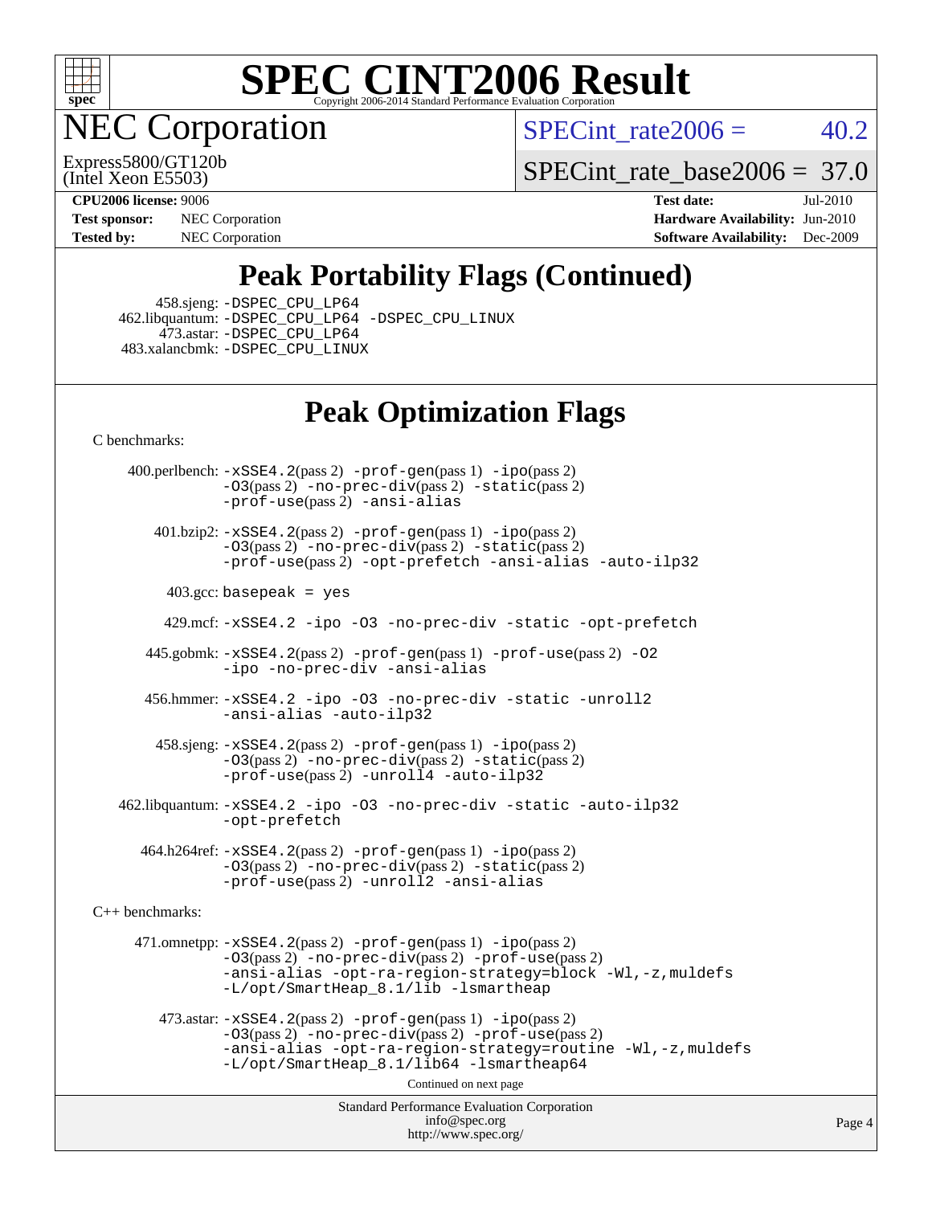# SPEC CINT2006 Result

## NEC Corporation

Express5800/GT120b
(Intel Xeon E5503)

SPECint_rate2006 = 40.2

SPECint_rate_base2006 = 37.0

**CPU2006 license:** 9006
**Test sponsor:** NEC Corporation
**Tested by:** NEC Corporation

**Test date:** Jul-2010
**Hardware Availability:** Jun-2010
**Software Availability:** Dec-2009

## Peak Portability Flags (Continued)

458.sjeng: -DSPEC_CPU_LP64
462.libquantum: -DSPEC_CPU_LP64 -DSPEC_CPU_LINUX
473.astar: -DSPEC_CPU_LP64
483.xalancbmk: -DSPEC_CPU_LINUX

## Peak Optimization Flags

C benchmarks:

400.perlbench: -xSSE4.2(pass 2) -prof-gen(pass 1) -ipo(pass 2) -O3(pass 2) -no-prec-div(pass 2) -static(pass 2) -prof-use(pass 2) -ansi-alias

401.bzip2: -xSSE4.2(pass 2) -prof-gen(pass 1) -ipo(pass 2) -O3(pass 2) -no-prec-div(pass 2) -static(pass 2) -prof-use(pass 2) -opt-prefetch -ansi-alias -auto-ilp32

403.gcc: basepeak = yes

429.mcf: -xSSE4.2 -ipo -O3 -no-prec-div -static -opt-prefetch

445.gobmk: -xSSE4.2(pass 2) -prof-gen(pass 1) -prof-use(pass 2) -O2 -ipo -no-prec-div -ansi-alias

456.hmmer: -xSSE4.2 -ipo -O3 -no-prec-div -static -unroll2 -ansi-alias -auto-ilp32

458.sjeng: -xSSE4.2(pass 2) -prof-gen(pass 1) -ipo(pass 2) -O3(pass 2) -no-prec-div(pass 2) -static(pass 2) -prof-use(pass 2) -unroll4 -auto-ilp32

462.libquantum: -xSSE4.2 -ipo -O3 -no-prec-div -static -auto-ilp32 -opt-prefetch

464.h264ref: -xSSE4.2(pass 2) -prof-gen(pass 1) -ipo(pass 2) -O3(pass 2) -no-prec-div(pass 2) -static(pass 2) -prof-use(pass 2) -unroll2 -ansi-alias

C++ benchmarks:

471.omnetpp: -xSSE4.2(pass 2) -prof-gen(pass 1) -ipo(pass 2) -O3(pass 2) -no-prec-div(pass 2) -prof-use(pass 2) -ansi-alias -opt-ra-region-strategy=block -Wl,-z,muldefs -L/opt/SmartHeap_8.1/lib -lsmartheap

473.astar: -xSSE4.2(pass 2) -prof-gen(pass 1) -ipo(pass 2) -O3(pass 2) -no-prec-div(pass 2) -prof-use(pass 2) -ansi-alias -opt-ra-region-strategy=routine -Wl,-z,muldefs -L/opt/SmartHeap_8.1/lib64 -lsmartheap64

Continued on next page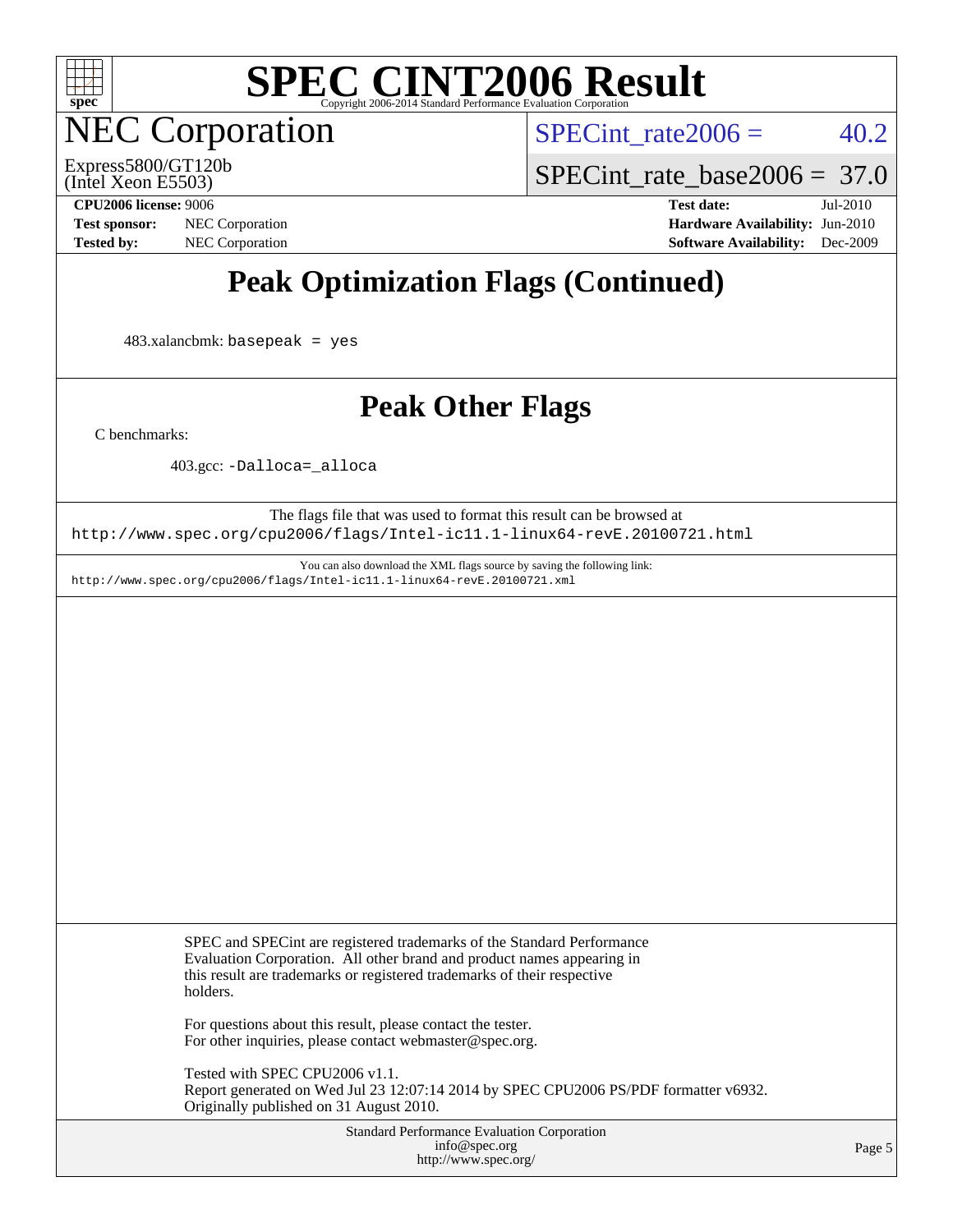# SPEC CINT2006 Result

Copyright 2006-2014 Standard Performance Evaluation Corporation

## NEC Corporation

Express5800/GT120b
(Intel Xeon E5503)

SPECint_rate2006 = 40.2

SPECint_rate_base2006 = 37.0

**CPU2006 license:** 9006
**Test sponsor:** NEC Corporation
**Tested by:** NEC Corporation

**Test date:** Jul-2010
**Hardware Availability:** Jun-2010
**Software Availability:** Dec-2009

## Peak Optimization Flags (Continued)

483.xalancbmk: `basepeak = yes`

## Peak Other Flags

C benchmarks:

403.gcc: `-Dalloca=_alloca`

The flags file that was used to format this result can be browsed at
http://www.spec.org/cpu2006/flags/Intel-ic11.1-linux64-revE.20100721.html

You can also download the XML flags source by saving the following link:
http://www.spec.org/cpu2006/flags/Intel-ic11.1-linux64-revE.20100721.xml

SPEC and SPECint are registered trademarks of the Standard Performance Evaluation Corporation. All other brand and product names appearing in this result are trademarks or registered trademarks of their respective holders.

For questions about this result, please contact the tester.
For other inquiries, please contact webmaster@spec.org.

Tested with SPEC CPU2006 v1.1.
Report generated on Wed Jul 23 12:07:14 2014 by SPEC CPU2006 PS/PDF formatter v6932.
Originally published on 31 August 2010.

Standard Performance Evaluation Corporation
info@spec.org
http://www.spec.org/